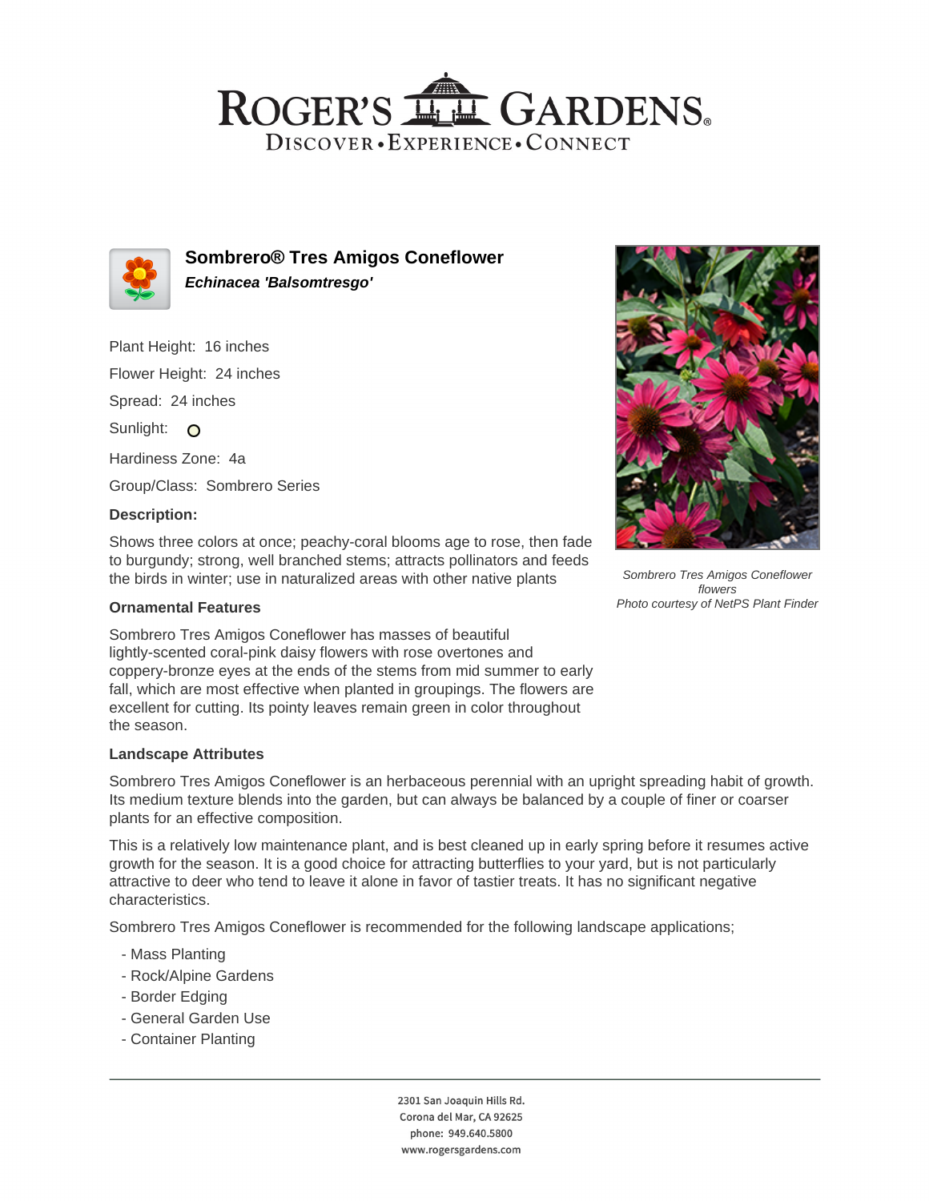# ROGER'S GARDENS

DISCOVER • EXPERIENCE • CONNECT

## Sombrero® Tres Amigos Coneflower

***Echinacea 'Balsomtresgo'***

Plant Height: 16 inches

Flower Height: 24 inches

Spread: 24 inches

Sunlight:

Hardiness Zone: 4a

Group/Class: Sombrero Series

### Description:

Shows three colors at once; peachy-coral blooms age to rose, then fade to burgundy; strong, well branched stems; attracts pollinators and feeds the birds in winter; use in naturalized areas with other native plants

*Sombrero Tres Amigos Coneflower flowers*
*Photo courtesy of NetPS Plant Finder*

### Ornamental Features

Sombrero Tres Amigos Coneflower has masses of beautiful lightly-scented coral-pink daisy flowers with rose overtones and coppery-bronze eyes at the ends of the stems from mid summer to early fall, which are most effective when planted in groupings. The flowers are excellent for cutting. Its pointy leaves remain green in color throughout the season.

### Landscape Attributes

Sombrero Tres Amigos Coneflower is an herbaceous perennial with an upright spreading habit of growth. Its medium texture blends into the garden, but can always be balanced by a couple of finer or coarser plants for an effective composition.

This is a relatively low maintenance plant, and is best cleaned up in early spring before it resumes active growth for the season. It is a good choice for attracting butterflies to your yard, but is not particularly attractive to deer who tend to leave it alone in favor of tastier treats. It has no significant negative characteristics.

Sombrero Tres Amigos Coneflower is recommended for the following landscape applications;

- Mass Planting
- Rock/Alpine Gardens
- Border Edging
- General Garden Use
- Container Planting

2301 San Joaquin Hills Rd.
Corona del Mar, CA 92625
phone: 949.640.5800
www.rogersgardens.com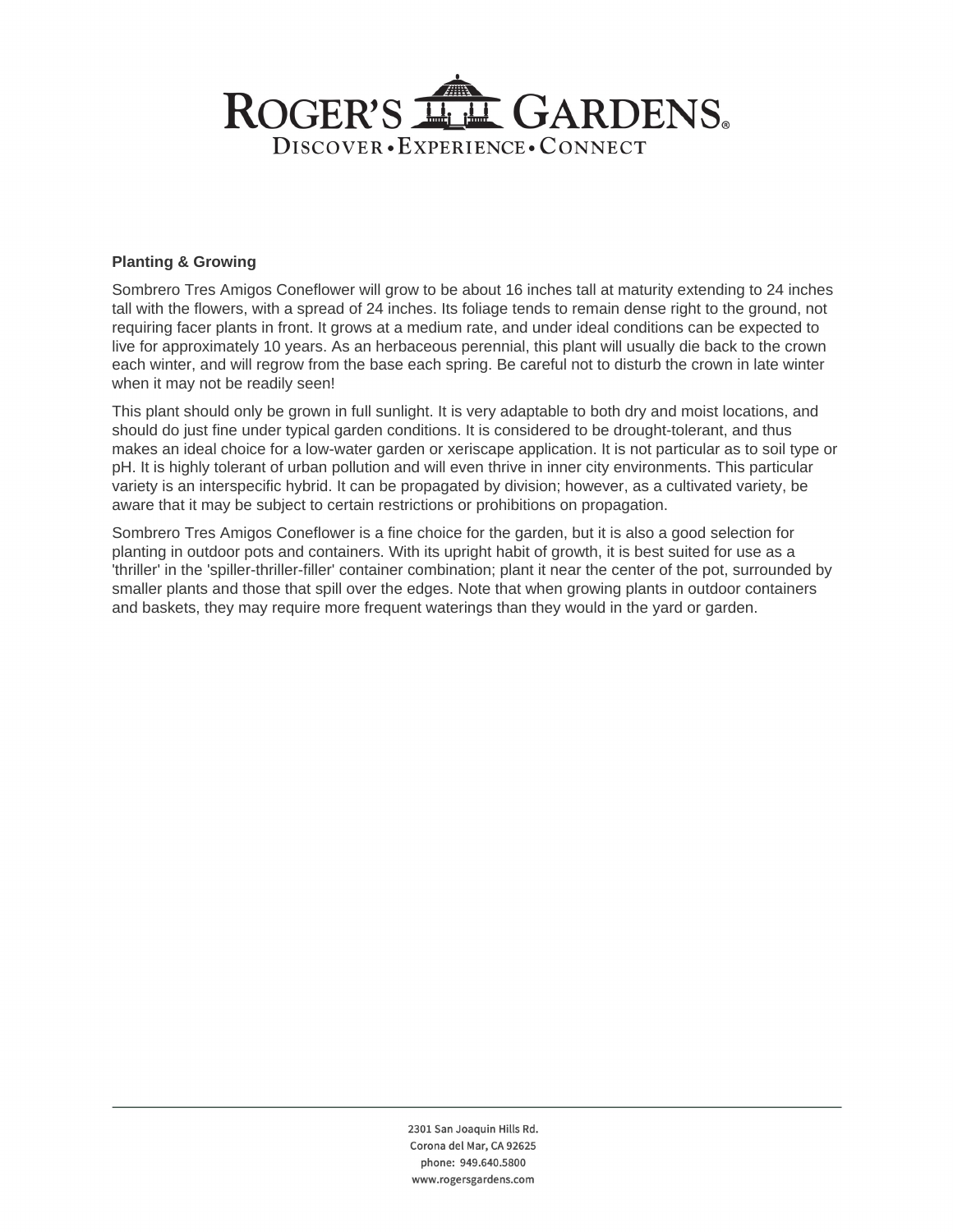### Planting & Growing

Sombrero Tres Amigos Coneflower will grow to be about 16 inches tall at maturity extending to 24 inches tall with the flowers, with a spread of 24 inches. Its foliage tends to remain dense right to the ground, not requiring facer plants in front. It grows at a medium rate, and under ideal conditions can be expected to live for approximately 10 years. As an herbaceous perennial, this plant will usually die back to the crown each winter, and will regrow from the base each spring. Be careful not to disturb the crown in late winter when it may not be readily seen!

This plant should only be grown in full sunlight. It is very adaptable to both dry and moist locations, and should do just fine under typical garden conditions. It is considered to be drought-tolerant, and thus makes an ideal choice for a low-water garden or xeriscape application. It is not particular as to soil type or pH. It is highly tolerant of urban pollution and will even thrive in inner city environments. This particular variety is an interspecific hybrid. It can be propagated by division; however, as a cultivated variety, be aware that it may be subject to certain restrictions or prohibitions on propagation.

Sombrero Tres Amigos Coneflower is a fine choice for the garden, but it is also a good selection for planting in outdoor pots and containers. With its upright habit of growth, it is best suited for use as a 'thriller' in the 'spiller-thriller-filler' container combination; plant it near the center of the pot, surrounded by smaller plants and those that spill over the edges. Note that when growing plants in outdoor containers and baskets, they may require more frequent waterings than they would in the yard or garden.